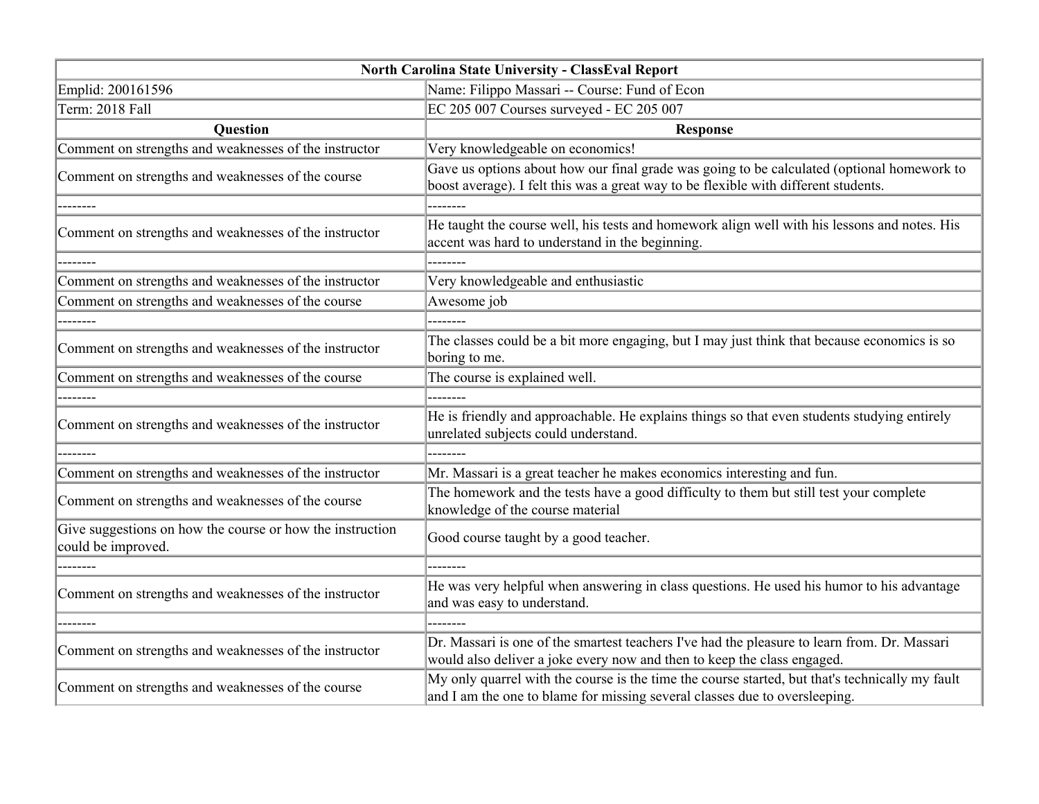| North Carolina State University - ClassEval Report | |
|---|---|
| Emplid: 200161596 | Name: Filippo Massari -- Course: Fund of Econ |
| Term: 2018 Fall | EC 205 007 Courses surveyed - EC 205 007 |
| **Question** | **Response** |
| Comment on strengths and weaknesses of the instructor | Very knowledgeable on economics! |
| Comment on strengths and weaknesses of the course | Gave us options about how our final grade was going to be calculated (optional homework to boost average). I felt this was a great way to be flexible with different students. |
| -------- | -------- |
| Comment on strengths and weaknesses of the instructor | He taught the course well, his tests and homework align well with his lessons and notes. His accent was hard to understand in the beginning. |
| -------- | -------- |
| Comment on strengths and weaknesses of the instructor | Very knowledgeable and enthusiastic |
| Comment on strengths and weaknesses of the course | Awesome job |
| -------- | -------- |
| Comment on strengths and weaknesses of the instructor | The classes could be a bit more engaging, but I may just think that because economics is so boring to me. |
| Comment on strengths and weaknesses of the course | The course is explained well. |
| -------- | -------- |
| Comment on strengths and weaknesses of the instructor | He is friendly and approachable. He explains things so that even students studying entirely unrelated subjects could understand. |
| -------- | -------- |
| Comment on strengths and weaknesses of the instructor | Mr. Massari is a great teacher he makes economics interesting and fun. |
| Comment on strengths and weaknesses of the course | The homework and the tests have a good difficulty to them but still test your complete knowledge of the course material |
| Give suggestions on how the course or how the instruction could be improved. | Good course taught by a good teacher. |
| -------- | -------- |
| Comment on strengths and weaknesses of the instructor | He was very helpful when answering in class questions. He used his humor to his advantage and was easy to understand. |
| -------- | -------- |
| Comment on strengths and weaknesses of the instructor | Dr. Massari is one of the smartest teachers I've had the pleasure to learn from. Dr. Massari would also deliver a joke every now and then to keep the class engaged. |
| Comment on strengths and weaknesses of the course | My only quarrel with the course is the time the course started, but that's technically my fault and I am the one to blame for missing several classes due to oversleeping. |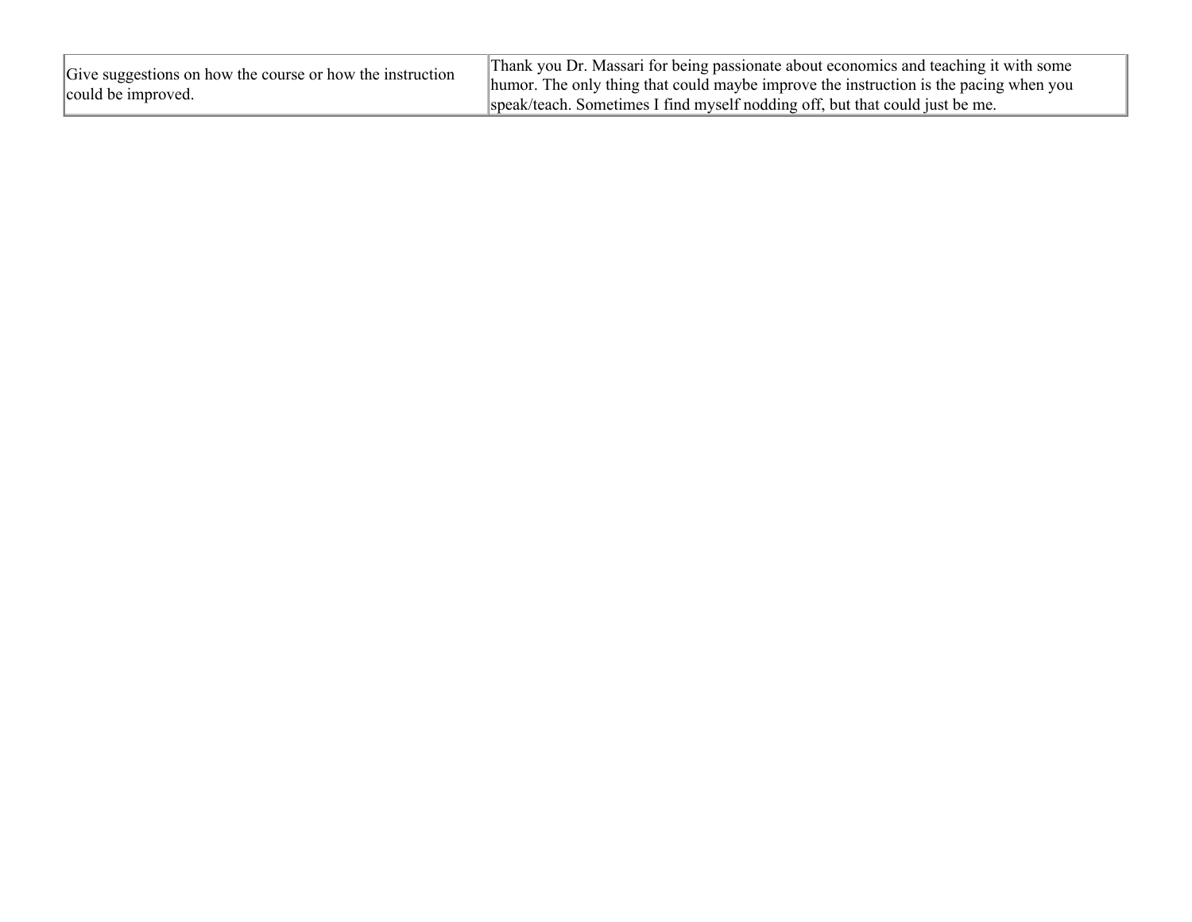| | |
|---|---|
| Give suggestions on how the course or how the instruction could be improved. | Thank you Dr. Massari for being passionate about economics and teaching it with some humor. The only thing that could maybe improve the instruction is the pacing when you speak/teach. Sometimes I find myself nodding off, but that could just be me. |